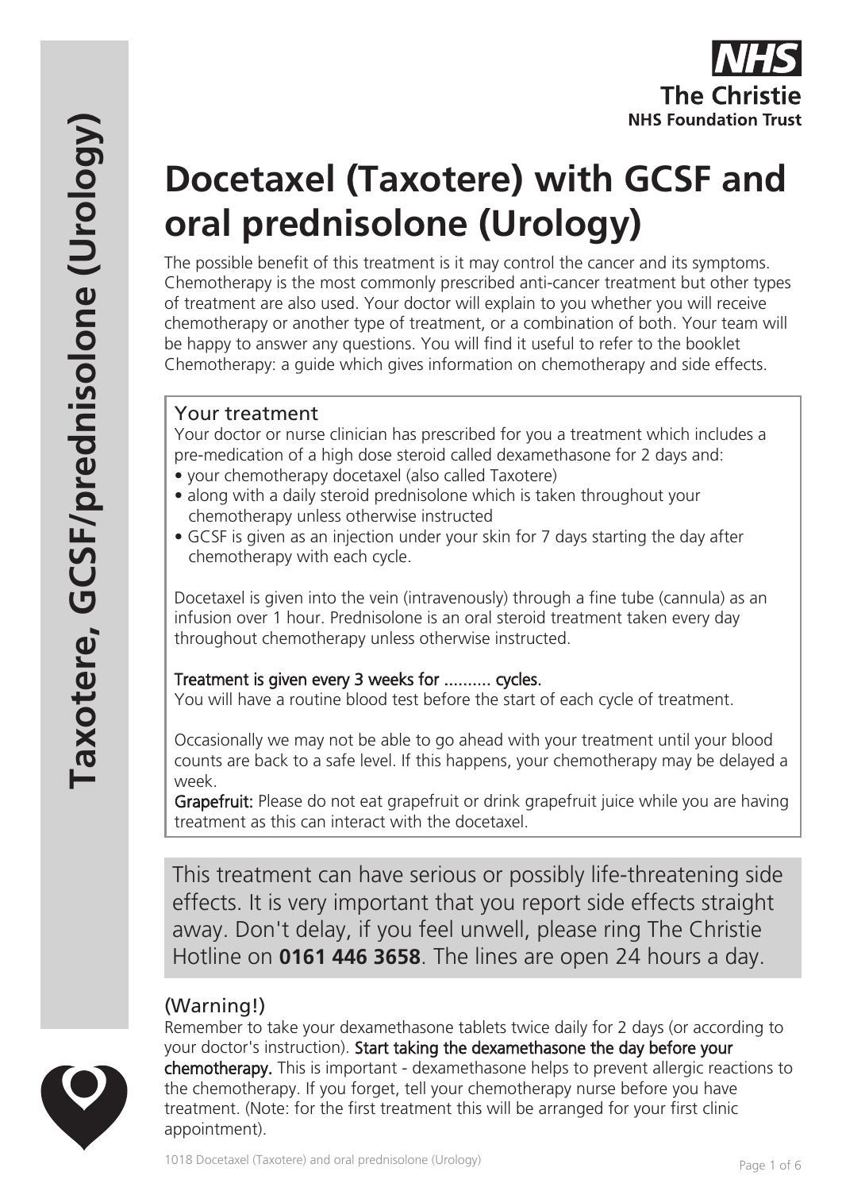# Docetaxel (Taxotere) with GCSF and oral prednisolone (Urology)

The possible benefit of this treatment is it may control the cancer and its symptoms. Chemotherapy is the most commonly prescribed anti-cancer treatment but other types of treatment are also used. Your doctor will explain to you whether you will receive chemotherapy or another type of treatment, or a combination of both. Your team will be happy to answer any questions. You will find it useful to refer to the booklet Chemotherapy: a guide which gives information on chemotherapy and side effects.

## Your treatment

Your doctor or nurse clinician has prescribed for you a treatment which includes a pre-medication of a high dose steroid called dexamethasone for 2 days and:

- your chemotherapy docetaxel (also called Taxotere)
- along with a daily steroid prednisolone which is taken throughout your chemotherapy unless otherwise instructed
- GCSF is given as an injection under your skin for 7 days starting the day after chemotherapy with each cycle.

Docetaxel is given into the vein (intravenously) through a fine tube (cannula) as an infusion over 1 hour. Prednisolone is an oral steroid treatment taken every day throughout chemotherapy unless otherwise instructed.

**Treatment is given every 3 weeks for .......... cycles.**
You will have a routine blood test before the start of each cycle of treatment.

Occasionally we may not be able to go ahead with your treatment until your blood counts are back to a safe level. If this happens, your chemotherapy may be delayed a week.

**Grapefruit:** Please do not eat grapefruit or drink grapefruit juice while you are having treatment as this can interact with the docetaxel.

This treatment can have serious or possibly life-threatening side effects. It is very important that you report side effects straight away. Don't delay, if you feel unwell, please ring The Christie Hotline on **0161 446 3658**. The lines are open 24 hours a day.

## (Warning!)

Remember to take your dexamethasone tablets twice daily for 2 days (or according to your doctor's instruction). **Start taking the dexamethasone the day before your chemotherapy.** This is important - dexamethasone helps to prevent allergic reactions to the chemotherapy. If you forget, tell your chemotherapy nurse before you have treatment. (Note: for the first treatment this will be arranged for your first clinic appointment).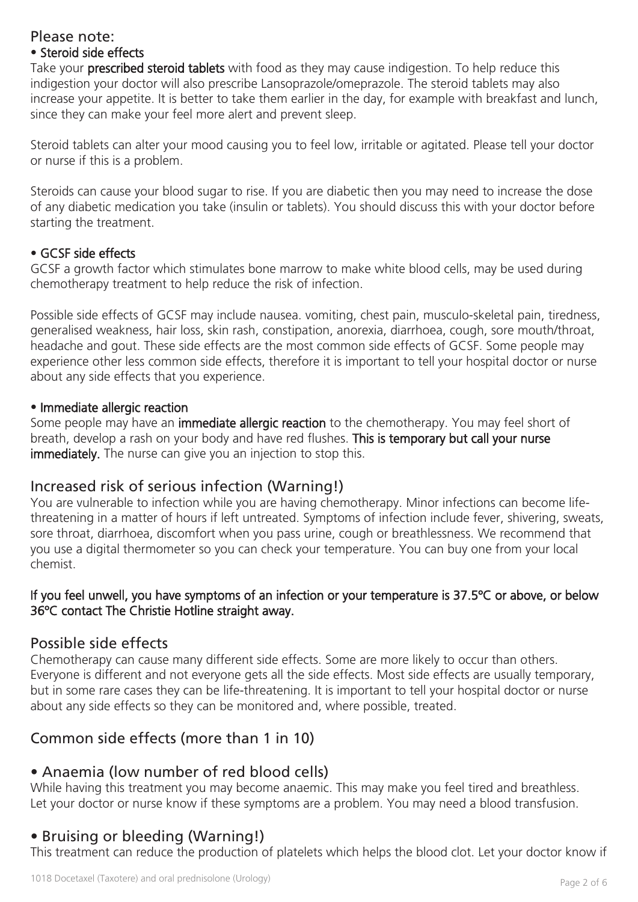## Please note:

### • Steroid side effects

Take your **prescribed steroid tablets** with food as they may cause indigestion. To help reduce this indigestion your doctor will also prescribe Lansoprazole/omeprazole. The steroid tablets may also increase your appetite. It is better to take them earlier in the day, for example with breakfast and lunch, since they can make your feel more alert and prevent sleep.

Steroid tablets can alter your mood causing you to feel low, irritable or agitated. Please tell your doctor or nurse if this is a problem.

Steroids can cause your blood sugar to rise. If you are diabetic then you may need to increase the dose of any diabetic medication you take (insulin or tablets). You should discuss this with your doctor before starting the treatment.

### • GCSF side effects

GCSF a growth factor which stimulates bone marrow to make white blood cells, may be used during chemotherapy treatment to help reduce the risk of infection.

Possible side effects of GCSF may include nausea. vomiting, chest pain, musculo-skeletal pain, tiredness, generalised weakness, hair loss, skin rash, constipation, anorexia, diarrhoea, cough, sore mouth/throat, headache and gout. These side effects are the most common side effects of GCSF. Some people may experience other less common side effects, therefore it is important to tell your hospital doctor or nurse about any side effects that you experience.

### • Immediate allergic reaction

Some people may have an **immediate allergic reaction** to the chemotherapy. You may feel short of breath, develop a rash on your body and have red flushes. **This is temporary but call your nurse immediately.** The nurse can give you an injection to stop this.

## Increased risk of serious infection (Warning!)

You are vulnerable to infection while you are having chemotherapy. Minor infections can become life-threatening in a matter of hours if left untreated. Symptoms of infection include fever, shivering, sweats, sore throat, diarrhoea, discomfort when you pass urine, cough or breathlessness. We recommend that you use a digital thermometer so you can check your temperature. You can buy one from your local chemist.

**If you feel unwell, you have symptoms of an infection or your temperature is 37.5ºC or above, or below 36ºC contact The Christie Hotline straight away.**

## Possible side effects

Chemotherapy can cause many different side effects. Some are more likely to occur than others. Everyone is different and not everyone gets all the side effects. Most side effects are usually temporary, but in some rare cases they can be life-threatening. It is important to tell your hospital doctor or nurse about any side effects so they can be monitored and, where possible, treated.

## Common side effects (more than 1 in 10)

## • Anaemia (low number of red blood cells)

While having this treatment you may become anaemic. This may make you feel tired and breathless. Let your doctor or nurse know if these symptoms are a problem. You may need a blood transfusion.

## • Bruising or bleeding (Warning!)

This treatment can reduce the production of platelets which helps the blood clot. Let your doctor know if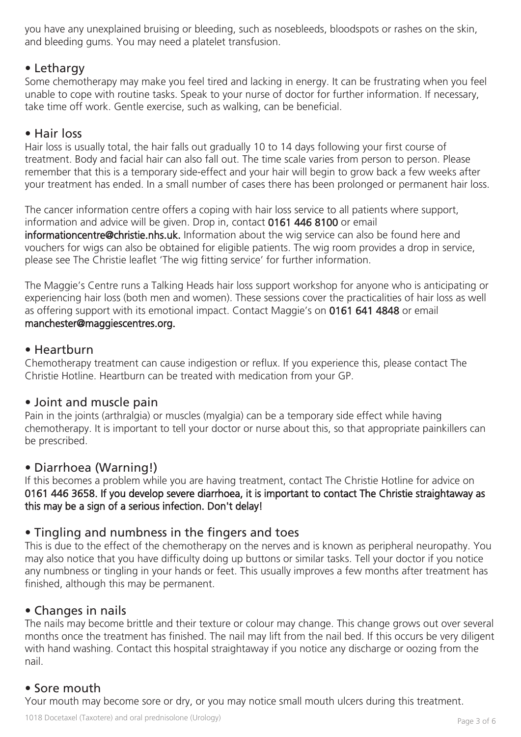you have any unexplained bruising or bleeding, such as nosebleeds, bloodspots or rashes on the skin, and bleeding gums. You may need a platelet transfusion.

## • Lethargy

Some chemotherapy may make you feel tired and lacking in energy. It can be frustrating when you feel unable to cope with routine tasks. Speak to your nurse of doctor for further information. If necessary, take time off work. Gentle exercise, such as walking, can be beneficial.

## • Hair loss

Hair loss is usually total, the hair falls out gradually 10 to 14 days following your first course of treatment. Body and facial hair can also fall out. The time scale varies from person to person. Please remember that this is a temporary side-effect and your hair will begin to grow back a few weeks after your treatment has ended. In a small number of cases there has been prolonged or permanent hair loss.

The cancer information centre offers a coping with hair loss service to all patients where support, information and advice will be given. Drop in, contact **0161 446 8100** or email **informationcentre@christie.nhs.uk.** Information about the wig service can also be found here and vouchers for wigs can also be obtained for eligible patients. The wig room provides a drop in service, please see The Christie leaflet 'The wig fitting service' for further information.

The Maggie's Centre runs a Talking Heads hair loss support workshop for anyone who is anticipating or experiencing hair loss (both men and women). These sessions cover the practicalities of hair loss as well as offering support with its emotional impact. Contact Maggie's on **0161 641 4848** or email **manchester@maggiescentres.org.**

## • Heartburn

Chemotherapy treatment can cause indigestion or reflux. If you experience this, please contact The Christie Hotline. Heartburn can be treated with medication from your GP.

## • Joint and muscle pain

Pain in the joints (arthralgia) or muscles (myalgia) can be a temporary side effect while having chemotherapy. It is important to tell your doctor or nurse about this, so that appropriate painkillers can be prescribed.

## • Diarrhoea (Warning!)

If this becomes a problem while you are having treatment, contact The Christie Hotline for advice on **0161 446 3658. If you develop severe diarrhoea, it is important to contact The Christie straightaway as this may be a sign of a serious infection. Don't delay!**

## • Tingling and numbness in the fingers and toes

This is due to the effect of the chemotherapy on the nerves and is known as peripheral neuropathy. You may also notice that you have difficulty doing up buttons or similar tasks. Tell your doctor if you notice any numbness or tingling in your hands or feet. This usually improves a few months after treatment has finished, although this may be permanent.

## • Changes in nails

The nails may become brittle and their texture or colour may change. This change grows out over several months once the treatment has finished. The nail may lift from the nail bed. If this occurs be very diligent with hand washing. Contact this hospital straightaway if you notice any discharge or oozing from the nail.

## • Sore mouth

Your mouth may become sore or dry, or you may notice small mouth ulcers during this treatment.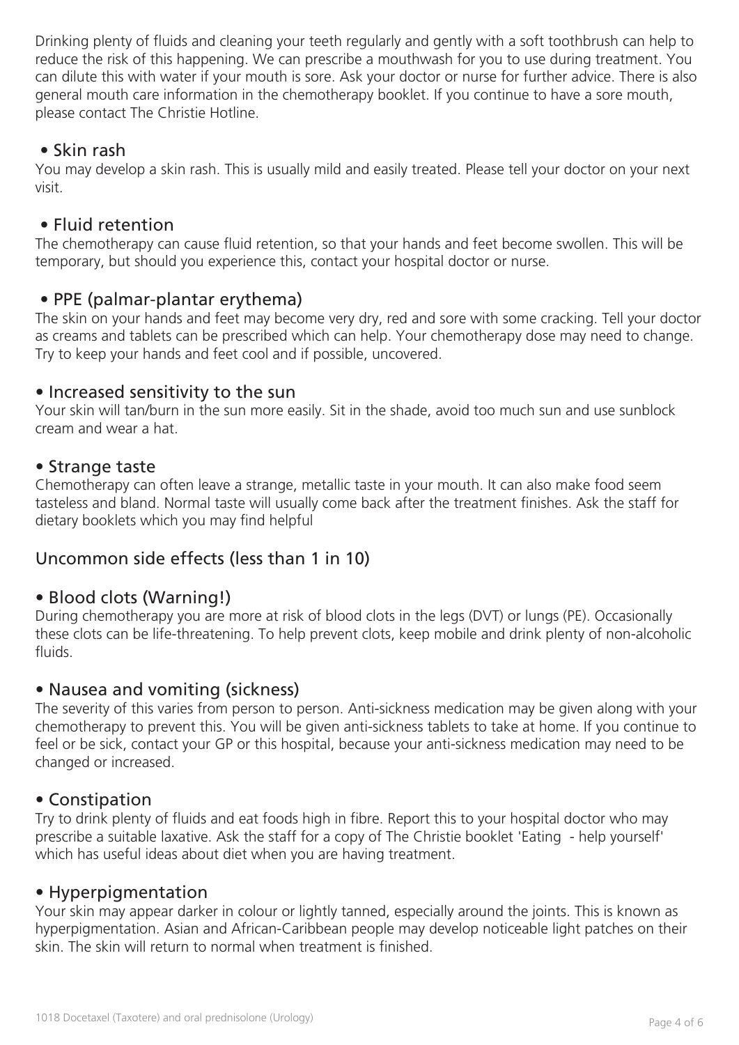Drinking plenty of fluids and cleaning your teeth regularly and gently with a soft toothbrush can help to reduce the risk of this happening. We can prescribe a mouthwash for you to use during treatment. You can dilute this with water if your mouth is sore. Ask your doctor or nurse for further advice. There is also general mouth care information in the chemotherapy booklet. If you continue to have a sore mouth, please contact The Christie Hotline.

### • Skin rash

You may develop a skin rash. This is usually mild and easily treated. Please tell your doctor on your next visit.

### • Fluid retention

The chemotherapy can cause fluid retention, so that your hands and feet become swollen. This will be temporary, but should you experience this, contact your hospital doctor or nurse.

### • PPE (palmar-plantar erythema)

The skin on your hands and feet may become very dry, red and sore with some cracking. Tell your doctor as creams and tablets can be prescribed which can help. Your chemotherapy dose may need to change. Try to keep your hands and feet cool and if possible, uncovered.

### • Increased sensitivity to the sun

Your skin will tan/burn in the sun more easily. Sit in the shade, avoid too much sun and use sunblock cream and wear a hat.

### • Strange taste

Chemotherapy can often leave a strange, metallic taste in your mouth. It can also make food seem tasteless and bland. Normal taste will usually come back after the treatment finishes. Ask the staff for dietary booklets which you may find helpful

## Uncommon side effects (less than 1 in 10)

### • Blood clots (Warning!)

During chemotherapy you are more at risk of blood clots in the legs (DVT) or lungs (PE). Occasionally these clots can be life-threatening. To help prevent clots, keep mobile and drink plenty of non-alcoholic fluids.

### • Nausea and vomiting (sickness)

The severity of this varies from person to person. Anti-sickness medication may be given along with your chemotherapy to prevent this. You will be given anti-sickness tablets to take at home. If you continue to feel or be sick, contact your GP or this hospital, because your anti-sickness medication may need to be changed or increased.

### • Constipation

Try to drink plenty of fluids and eat foods high in fibre. Report this to your hospital doctor who may prescribe a suitable laxative. Ask the staff for a copy of The Christie booklet 'Eating - help yourself' which has useful ideas about diet when you are having treatment.

### • Hyperpigmentation

Your skin may appear darker in colour or lightly tanned, especially around the joints. This is known as hyperpigmentation. Asian and African-Caribbean people may develop noticeable light patches on their skin. The skin will return to normal when treatment is finished.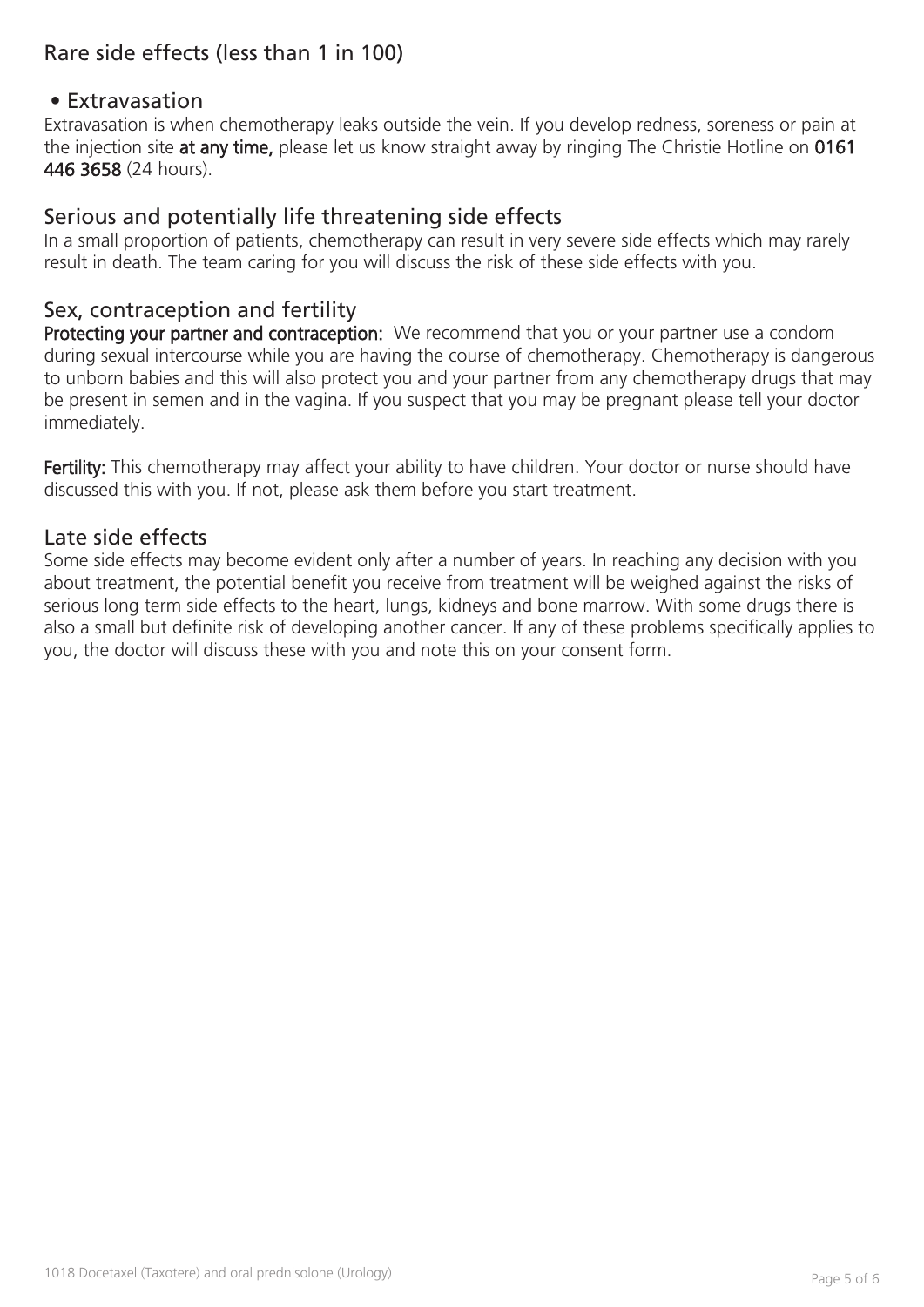## Rare side effects (less than 1 in 100)

### • Extravasation

Extravasation is when chemotherapy leaks outside the vein. If you develop redness, soreness or pain at the injection site **at any time,** please let us know straight away by ringing The Christie Hotline on **0161 446 3658** (24 hours).

## Serious and potentially life threatening side effects

In a small proportion of patients, chemotherapy can result in very severe side effects which may rarely result in death. The team caring for you will discuss the risk of these side effects with you.

## Sex, contraception and fertility

**Protecting your partner and contraception:** We recommend that you or your partner use a condom during sexual intercourse while you are having the course of chemotherapy. Chemotherapy is dangerous to unborn babies and this will also protect you and your partner from any chemotherapy drugs that may be present in semen and in the vagina. If you suspect that you may be pregnant please tell your doctor immediately.

**Fertility:** This chemotherapy may affect your ability to have children. Your doctor or nurse should have discussed this with you. If not, please ask them before you start treatment.

## Late side effects

Some side effects may become evident only after a number of years. In reaching any decision with you about treatment, the potential benefit you receive from treatment will be weighed against the risks of serious long term side effects to the heart, lungs, kidneys and bone marrow. With some drugs there is also a small but definite risk of developing another cancer. If any of these problems specifically applies to you, the doctor will discuss these with you and note this on your consent form.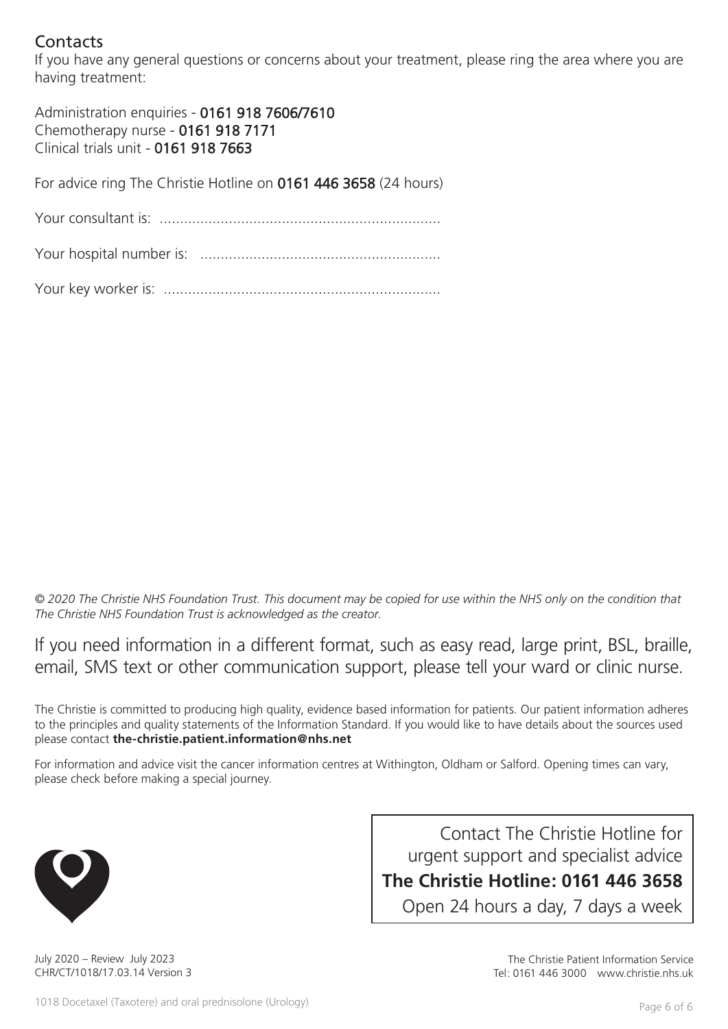## Contacts

If you have any general questions or concerns about your treatment, please ring the area where you are having treatment:

Administration enquiries - **0161 918 7606/7610**
Chemotherapy nurse - **0161 918 7171**
Clinical trials unit - **0161 918 7663**

For advice ring The Christie Hotline on **0161 446 3658** (24 hours)

Your consultant is: ....................................................................

Your hospital number is: ..........................................................

Your key worker is: ...................................................................

*© 2020 The Christie NHS Foundation Trust. This document may be copied for use within the NHS only on the condition that The Christie NHS Foundation Trust is acknowledged as the creator.*

If you need information in a different format, such as easy read, large print, BSL, braille, email, SMS text or other communication support, please tell your ward or clinic nurse.

The Christie is committed to producing high quality, evidence based information for patients. Our patient information adheres to the principles and quality statements of the Information Standard. If you would like to have details about the sources used please contact **the-christie.patient.information@nhs.net**

For information and advice visit the cancer information centres at Withington, Oldham or Salford. Opening times can vary, please check before making a special journey.

Contact The Christie Hotline for urgent support and specialist advice
**The Christie Hotline: 0161 446 3658**
Open 24 hours a day, 7 days a week

July 2020 – Review July 2023
CHR/CT/1018/17.03.14 Version 3

The Christie Patient Information Service
Tel: 0161 446 3000 www.christie.nhs.uk

1018 Docetaxel (Taxotere) and oral prednisolone (Urology)